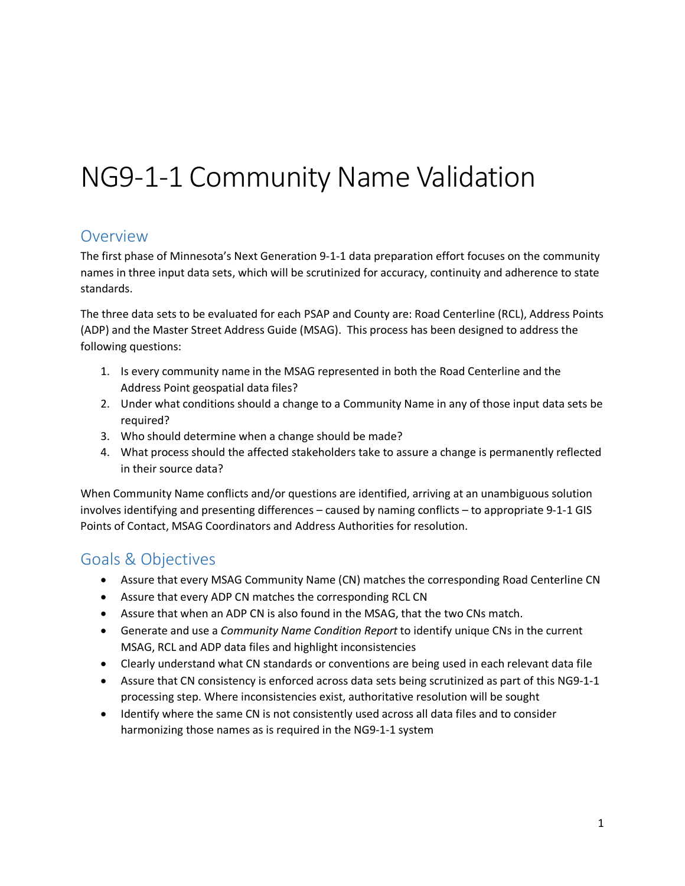# NG9-1-1 Community Name Validation

## Overview

The first phase of Minnesota's Next Generation 9-1-1 data preparation effort focuses on the community names in three input data sets, which will be scrutinized for accuracy, continuity and adherence to state standards.

The three data sets to be evaluated for each PSAP and County are: Road Centerline (RCL), Address Points (ADP) and the Master Street Address Guide (MSAG). This process has been designed to address the following questions:

1. Is every community name in the MSAG represented in both the Road Centerline and the Address Point geospatial data files?
2. Under what conditions should a change to a Community Name in any of those input data sets be required?
3. Who should determine when a change should be made?
4. What process should the affected stakeholders take to assure a change is permanently reflected in their source data?

When Community Name conflicts and/or questions are identified, arriving at an unambiguous solution involves identifying and presenting differences – caused by naming conflicts – to appropriate 9-1-1 GIS Points of Contact, MSAG Coordinators and Address Authorities for resolution.

## Goals & Objectives

- Assure that every MSAG Community Name (CN) matches the corresponding Road Centerline CN
- Assure that every ADP CN matches the corresponding RCL CN
- Assure that when an ADP CN is also found in the MSAG, that the two CNs match.
- Generate and use a *Community Name Condition Report* to identify unique CNs in the current MSAG, RCL and ADP data files and highlight inconsistencies
- Clearly understand what CN standards or conventions are being used in each relevant data file
- Assure that CN consistency is enforced across data sets being scrutinized as part of this NG9-1-1 processing step. Where inconsistencies exist, authoritative resolution will be sought
- Identify where the same CN is not consistently used across all data files and to consider harmonizing those names as is required in the NG9-1-1 system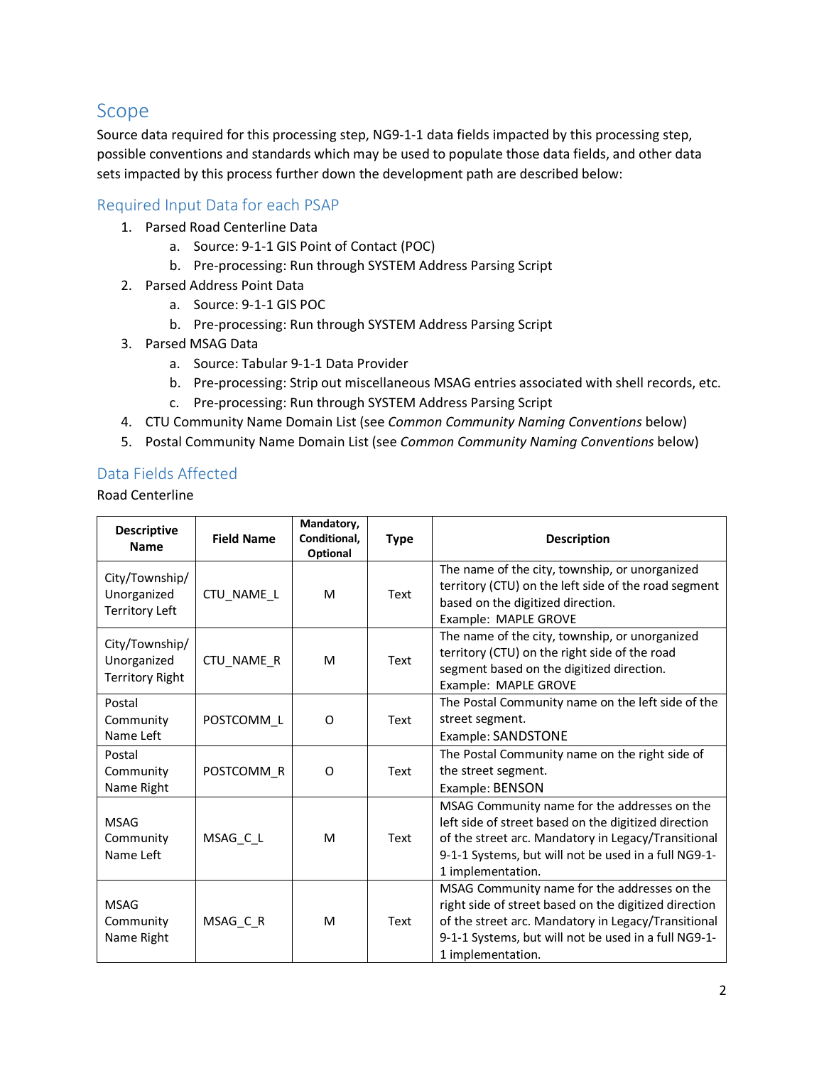## Scope

Source data required for this processing step, NG9-1-1 data fields impacted by this processing step, possible conventions and standards which may be used to populate those data fields, and other data sets impacted by this process further down the development path are described below:

### Required Input Data for each PSAP

1. Parsed Road Centerline Data
   a. Source: 9-1-1 GIS Point of Contact (POC)
   b. Pre-processing: Run through SYSTEM Address Parsing Script
2. Parsed Address Point Data
   a. Source: 9-1-1 GIS POC
   b. Pre-processing: Run through SYSTEM Address Parsing Script
3. Parsed MSAG Data
   a. Source: Tabular 9-1-1 Data Provider
   b. Pre-processing: Strip out miscellaneous MSAG entries associated with shell records, etc.
   c. Pre-processing: Run through SYSTEM Address Parsing Script
4. CTU Community Name Domain List (see *Common Community Naming Conventions* below)
5. Postal Community Name Domain List (see *Common Community Naming Conventions* below)

### Data Fields Affected

Road Centerline

| Descriptive Name | Field Name | Mandatory, Conditional, Optional | Type | Description |
|---|---|---|---|---|
| City/Township/ Unorganized Territory Left | CTU_NAME_L | M | Text | The name of the city, township, or unorganized territory (CTU) on the left side of the road segment based on the digitized direction. Example: MAPLE GROVE |
| City/Township/ Unorganized Territory Right | CTU_NAME_R | M | Text | The name of the city, township, or unorganized territory (CTU) on the right side of the road segment based on the digitized direction. Example: MAPLE GROVE |
| Postal Community Name Left | POSTCOMM_L | O | Text | The Postal Community name on the left side of the street segment. Example: SANDSTONE |
| Postal Community Name Right | POSTCOMM_R | O | Text | The Postal Community name on the right side of the street segment. Example: BENSON |
| MSAG Community Name Left | MSAG_C_L | M | Text | MSAG Community name for the addresses on the left side of street based on the digitized direction of the street arc. Mandatory in Legacy/Transitional 9-1-1 Systems, but will not be used in a full NG9-1-1 implementation. |
| MSAG Community Name Right | MSAG_C_R | M | Text | MSAG Community name for the addresses on the right side of street based on the digitized direction of the street arc. Mandatory in Legacy/Transitional 9-1-1 Systems, but will not be used in a full NG9-1-1 implementation. |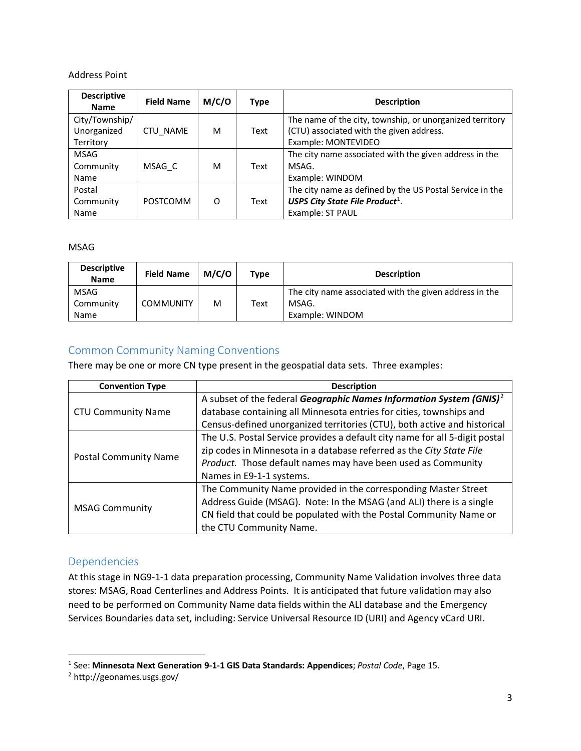Address Point

| Descriptive Name | Field Name | M/C/O | Type | Description |
|---|---|---|---|---|
| City/Township/ Unorganized Territory | CTU_NAME | M | Text | The name of the city, township, or unorganized territory (CTU) associated with the given address. Example: MONTEVIDEO |
| MSAG Community Name | MSAG_C | M | Text | The city name associated with the given address in the MSAG. Example: WINDOM |
| Postal Community Name | POSTCOMM | O | Text | The city name as defined by the US Postal Service in the ***USPS City State File Product***[1]. Example: ST PAUL |

MSAG

| Descriptive Name | Field Name | M/C/O | Type | Description |
|---|---|---|---|---|
| MSAG Community Name | COMMUNITY | M | Text | The city name associated with the given address in the MSAG. Example: WINDOM |

## Common Community Naming Conventions

There may be one or more CN type present in the geospatial data sets. Three examples:

| Convention Type | Description |
|---|---|
| CTU Community Name | A subset of the federal ***Geographic Names Information System (GNIS)***[2] database containing all Minnesota entries for cities, townships and Census-defined unorganized territories (CTU), both active and historical |
| Postal Community Name | The U.S. Postal Service provides a default city name for all 5-digit postal zip codes in Minnesota in a database referred as the *City State File Product.* Those default names may have been used as Community Names in E9-1-1 systems. |
| MSAG Community | The Community Name provided in the corresponding Master Street Address Guide (MSAG). Note: In the MSAG (and ALI) there is a single CN field that could be populated with the Postal Community Name or the CTU Community Name. |

## Dependencies

At this stage in NG9-1-1 data preparation processing, Community Name Validation involves three data stores: MSAG, Road Centerlines and Address Points. It is anticipated that future validation may also need to be performed on Community Name data fields within the ALI database and the Emergency Services Boundaries data set, including: Service Universal Resource ID (URI) and Agency vCard URI.

---

[1] See: **Minnesota Next Generation 9-1-1 GIS Data Standards: Appendices**; *Postal Code*, Page 15.

[2] http://geonames.usgs.gov/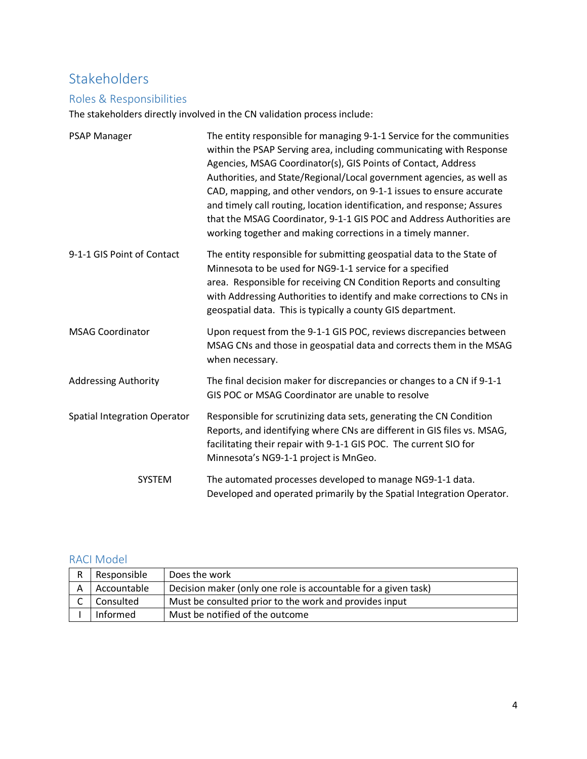# Stakeholders

## Roles & Responsibilities

The stakeholders directly involved in the CN validation process include:

| | |
|---|---|
| PSAP Manager | The entity responsible for managing 9-1-1 Service for the communities within the PSAP Serving area, including communicating with Response Agencies, MSAG Coordinator(s), GIS Points of Contact, Address Authorities, and State/Regional/Local government agencies, as well as CAD, mapping, and other vendors, on 9-1-1 issues to ensure accurate and timely call routing, location identification, and response; Assures that the MSAG Coordinator, 9-1-1 GIS POC and Address Authorities are working together and making corrections in a timely manner. |
| 9-1-1 GIS Point of Contact | The entity responsible for submitting geospatial data to the State of Minnesota to be used for NG9-1-1 service for a specified area. Responsible for receiving CN Condition Reports and consulting with Addressing Authorities to identify and make corrections to CNs in geospatial data. This is typically a county GIS department. |
| MSAG Coordinator | Upon request from the 9-1-1 GIS POC, reviews discrepancies between MSAG CNs and those in geospatial data and corrects them in the MSAG when necessary. |
| Addressing Authority | The final decision maker for discrepancies or changes to a CN if 9-1-1 GIS POC or MSAG Coordinator are unable to resolve |
| Spatial Integration Operator | Responsible for scrutinizing data sets, generating the CN Condition Reports, and identifying where CNs are different in GIS files vs. MSAG, facilitating their repair with 9-1-1 GIS POC. The current SIO for Minnesota's NG9-1-1 project is MnGeo. |
| SYSTEM | The automated processes developed to manage NG9-1-1 data. Developed and operated primarily by the Spatial Integration Operator. |

## RACI Model

| | | |
|---|---|---|
| R | Responsible | Does the work |
| A | Accountable | Decision maker (only one role is accountable for a given task) |
| C | Consulted | Must be consulted prior to the work and provides input |
| I | Informed | Must be notified of the outcome |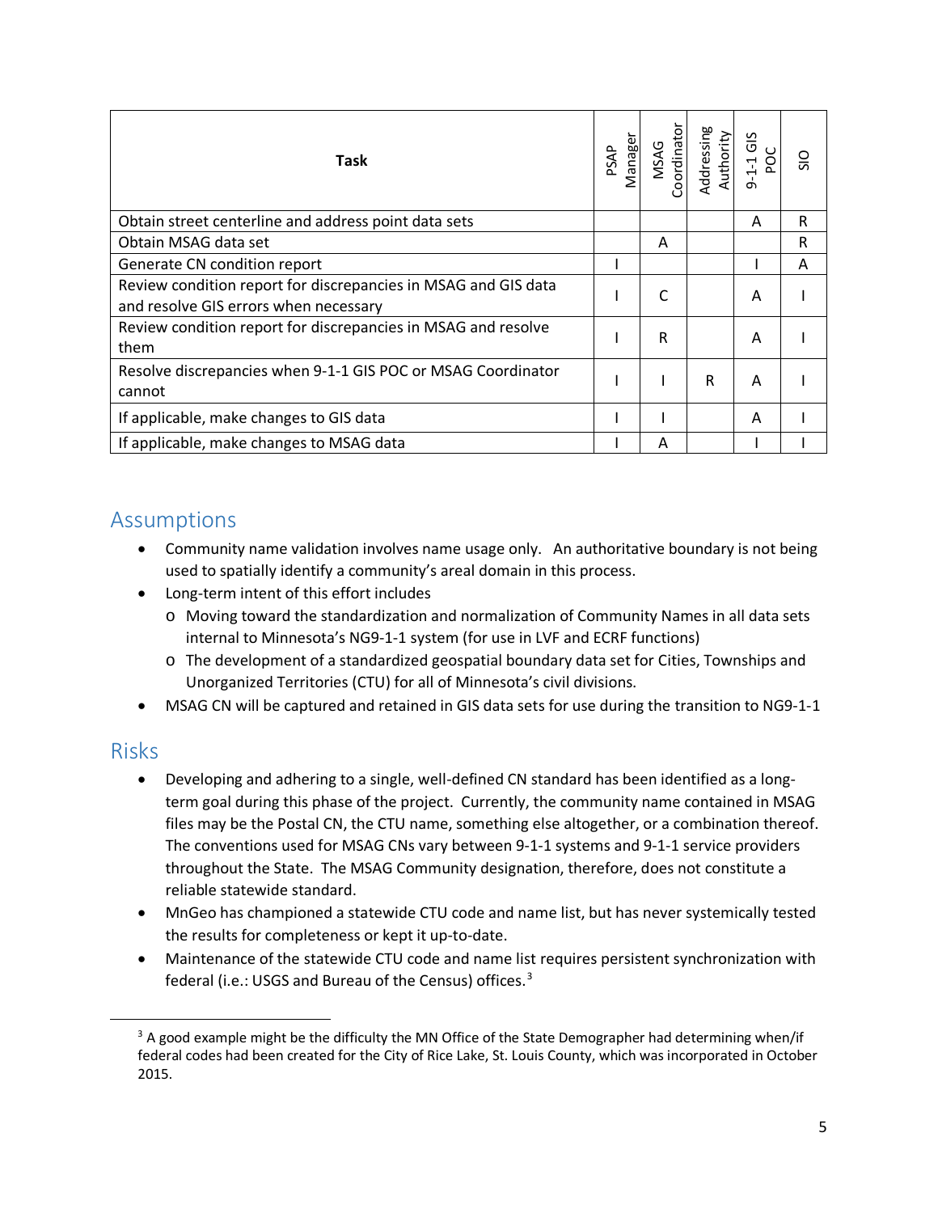| Task | PSAP Manager | MSAG Coordinator | Addressing Authority | 9-1-1 GIS POC | SIO |
|---|---|---|---|---|---|
| Obtain street centerline and address point data sets | | | | A | R |
| Obtain MSAG data set | | A | | | R |
| Generate CN condition report | I | | | I | A |
| Review condition report for discrepancies in MSAG and GIS data and resolve GIS errors when necessary | I | C | | A | I |
| Review condition report for discrepancies in MSAG and resolve them | I | R | | A | I |
| Resolve discrepancies when 9-1-1 GIS POC or MSAG Coordinator cannot | I | I | R | A | I |
| If applicable, make changes to GIS data | I | I | | A | I |
| If applicable, make changes to MSAG data | I | A | | I | I |

## Assumptions

- Community name validation involves name usage only. An authoritative boundary is not being used to spatially identify a community's areal domain in this process.
- Long-term intent of this effort includes
  - Moving toward the standardization and normalization of Community Names in all data sets internal to Minnesota's NG9-1-1 system (for use in LVF and ECRF functions)
  - The development of a standardized geospatial boundary data set for Cities, Townships and Unorganized Territories (CTU) for all of Minnesota's civil divisions.
- MSAG CN will be captured and retained in GIS data sets for use during the transition to NG9-1-1

## Risks

- Developing and adhering to a single, well-defined CN standard has been identified as a long-term goal during this phase of the project. Currently, the community name contained in MSAG files may be the Postal CN, the CTU name, something else altogether, or a combination thereof. The conventions used for MSAG CNs vary between 9-1-1 systems and 9-1-1 service providers throughout the State. The MSAG Community designation, therefore, does not constitute a reliable statewide standard.
- MnGeo has championed a statewide CTU code and name list, but has never systemically tested the results for completeness or kept it up-to-date.
- Maintenance of the statewide CTU code and name list requires persistent synchronization with federal (i.e.: USGS and Bureau of the Census) offices.[3]

[3] A good example might be the difficulty the MN Office of the State Demographer had determining when/if federal codes had been created for the City of Rice Lake, St. Louis County, which was incorporated in October 2015.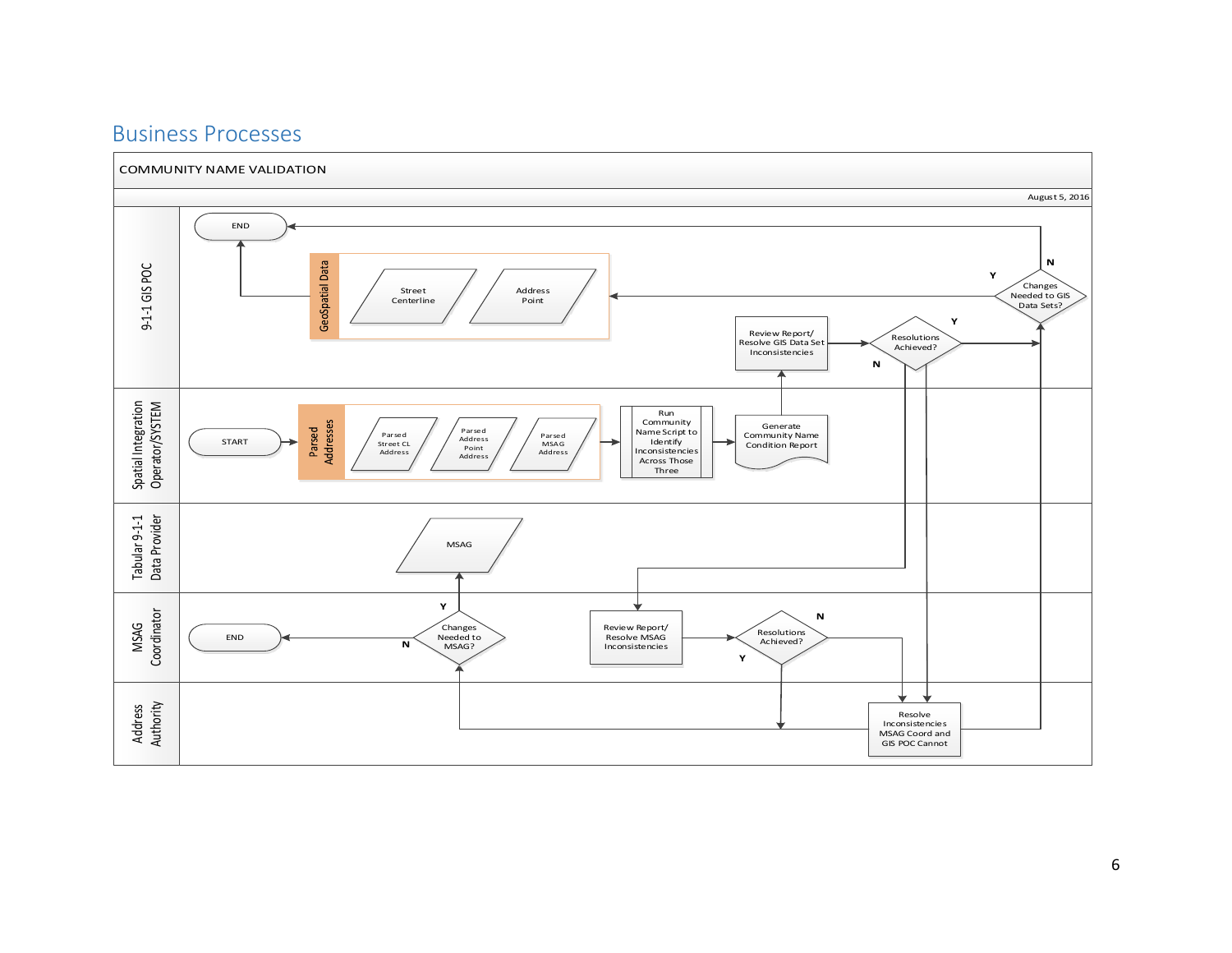# Business Processes

COMMUNITY NAME VALIDATION

August 5, 2016

**9-1-1 GIS POC**

- END
- GeoSpatial Data: Street Centerline; Address Point
- Review Report/ Resolve GIS Data Set Inconsistencies
- Resolutions Achieved? (Y / N)
- Changes Needed to GIS Data Sets? (Y / N)

**Spatial Integration Operator/SYSTEM**

- START
- Parsed Addresses: Parsed Street CL Address; Parsed Address Point Address; Parsed MSAG Address
- Run Community Name Script to Identify Inconsistencies Across Those Three
- Generate Community Name Condition Report

**Tabular 9-1-1 Data Provider**

- MSAG

**MSAG Coordinator**

- END
- Changes Needed to MSAG? (Y / N)
- Review Report/ Resolve MSAG Inconsistencies
- Resolutions Achieved? (Y / N)

**Address Authority**

- Resolve Inconsistencies MSAG Coord and GIS POC Cannot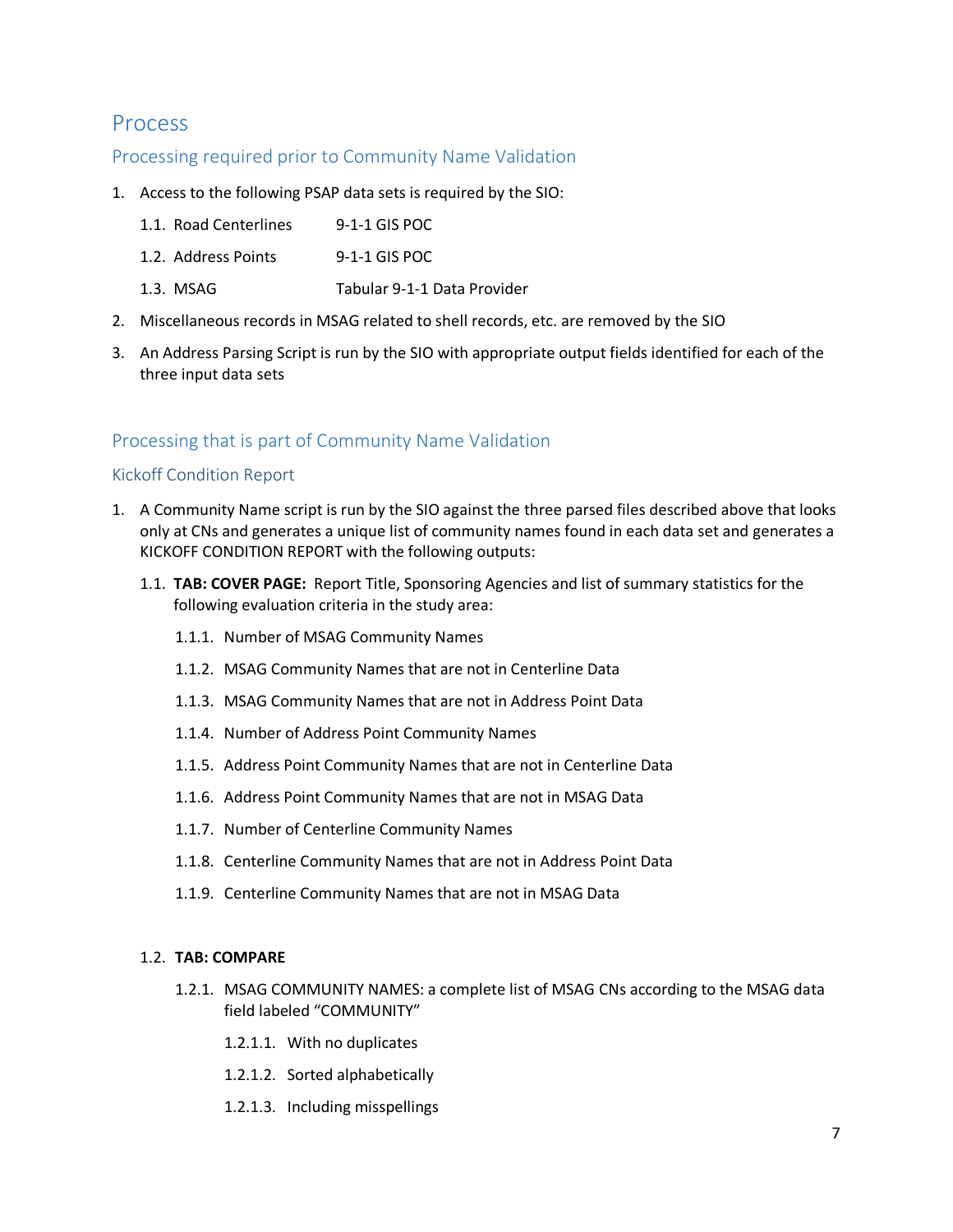# Process

## Processing required prior to Community Name Validation

1. Access to the following PSAP data sets is required by the SIO:
   1.1. Road Centerlines 9-1-1 GIS POC
   1.2. Address Points 9-1-1 GIS POC
   1.3. MSAG Tabular 9-1-1 Data Provider
2. Miscellaneous records in MSAG related to shell records, etc. are removed by the SIO
3. An Address Parsing Script is run by the SIO with appropriate output fields identified for each of the three input data sets

## Processing that is part of Community Name Validation

### Kickoff Condition Report

1. A Community Name script is run by the SIO against the three parsed files described above that looks only at CNs and generates a unique list of community names found in each data set and generates a KICKOFF CONDITION REPORT with the following outputs:
   1.1. **TAB: COVER PAGE:** Report Title, Sponsoring Agencies and list of summary statistics for the following evaluation criteria in the study area:
      1.1.1. Number of MSAG Community Names
      1.1.2. MSAG Community Names that are not in Centerline Data
      1.1.3. MSAG Community Names that are not in Address Point Data
      1.1.4. Number of Address Point Community Names
      1.1.5. Address Point Community Names that are not in Centerline Data
      1.1.6. Address Point Community Names that are not in MSAG Data
      1.1.7. Number of Centerline Community Names
      1.1.8. Centerline Community Names that are not in Address Point Data
      1.1.9. Centerline Community Names that are not in MSAG Data

   1.2. **TAB: COMPARE**
      1.2.1. MSAG COMMUNITY NAMES: a complete list of MSAG CNs according to the MSAG data field labeled "COMMUNITY"
         1.2.1.1. With no duplicates
         1.2.1.2. Sorted alphabetically
         1.2.1.3. Including misspellings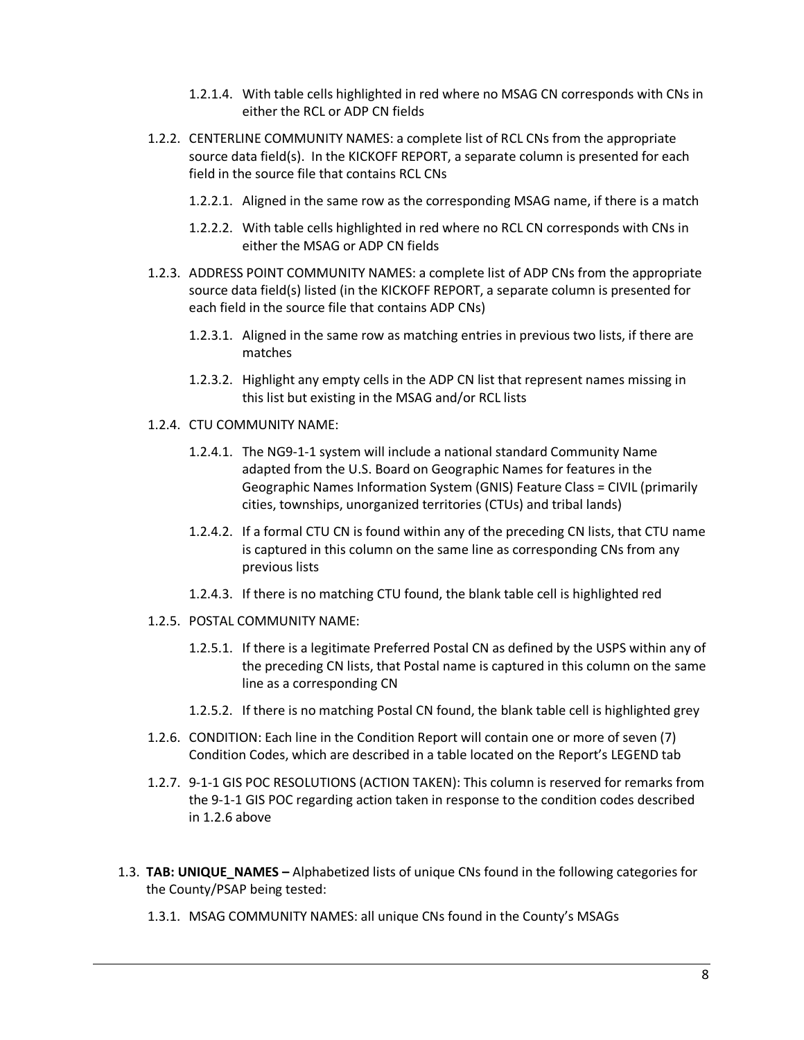1.2.1.4. With table cells highlighted in red where no MSAG CN corresponds with CNs in either the RCL or ADP CN fields

1.2.2. CENTERLINE COMMUNITY NAMES: a complete list of RCL CNs from the appropriate source data field(s). In the KICKOFF REPORT, a separate column is presented for each field in the source file that contains RCL CNs

1.2.2.1. Aligned in the same row as the corresponding MSAG name, if there is a match

1.2.2.2. With table cells highlighted in red where no RCL CN corresponds with CNs in either the MSAG or ADP CN fields

1.2.3. ADDRESS POINT COMMUNITY NAMES: a complete list of ADP CNs from the appropriate source data field(s) listed (in the KICKOFF REPORT, a separate column is presented for each field in the source file that contains ADP CNs)

1.2.3.1. Aligned in the same row as matching entries in previous two lists, if there are matches

1.2.3.2. Highlight any empty cells in the ADP CN list that represent names missing in this list but existing in the MSAG and/or RCL lists

1.2.4. CTU COMMUNITY NAME:

1.2.4.1. The NG9-1-1 system will include a national standard Community Name adapted from the U.S. Board on Geographic Names for features in the Geographic Names Information System (GNIS) Feature Class = CIVIL (primarily cities, townships, unorganized territories (CTUs) and tribal lands)

1.2.4.2. If a formal CTU CN is found within any of the preceding CN lists, that CTU name is captured in this column on the same line as corresponding CNs from any previous lists

1.2.4.3. If there is no matching CTU found, the blank table cell is highlighted red

1.2.5. POSTAL COMMUNITY NAME:

1.2.5.1. If there is a legitimate Preferred Postal CN as defined by the USPS within any of the preceding CN lists, that Postal name is captured in this column on the same line as a corresponding CN

1.2.5.2. If there is no matching Postal CN found, the blank table cell is highlighted grey

1.2.6. CONDITION: Each line in the Condition Report will contain one or more of seven (7) Condition Codes, which are described in a table located on the Report's LEGEND tab

1.2.7. 9-1-1 GIS POC RESOLUTIONS (ACTION TAKEN): This column is reserved for remarks from the 9-1-1 GIS POC regarding action taken in response to the condition codes described in 1.2.6 above

1.3. **TAB: UNIQUE_NAMES –** Alphabetized lists of unique CNs found in the following categories for the County/PSAP being tested:

1.3.1. MSAG COMMUNITY NAMES: all unique CNs found in the County's MSAGs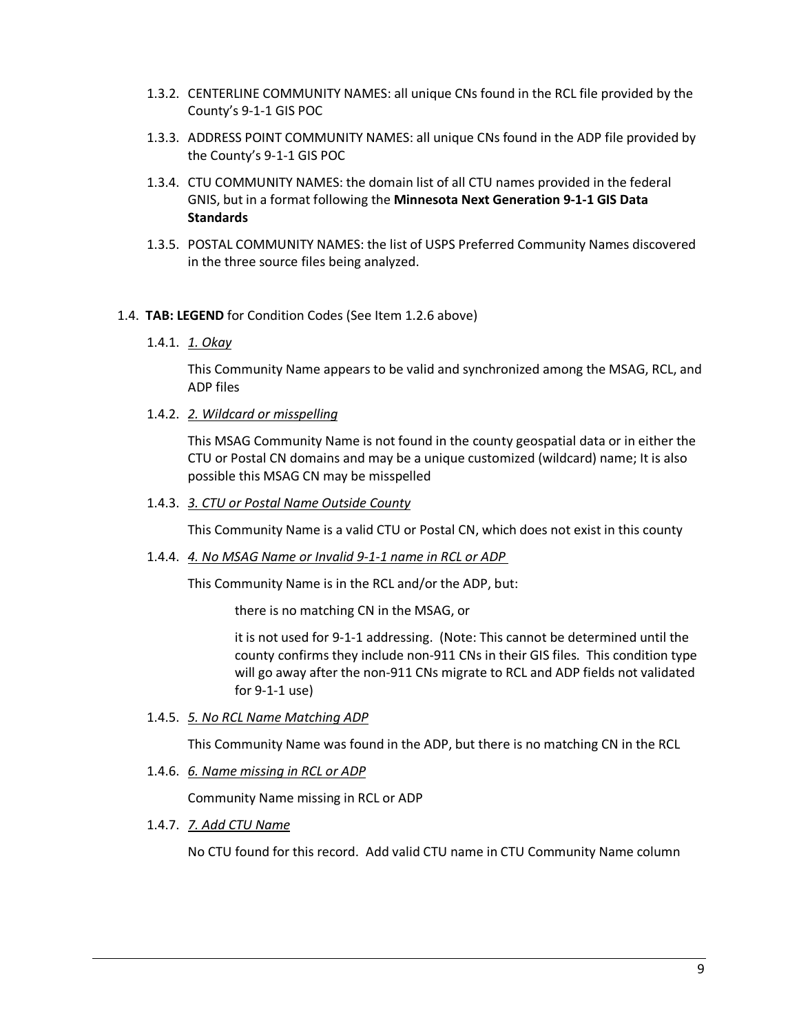1.3.2. CENTERLINE COMMUNITY NAMES: all unique CNs found in the RCL file provided by the County's 9-1-1 GIS POC

1.3.3. ADDRESS POINT COMMUNITY NAMES: all unique CNs found in the ADP file provided by the County's 9-1-1 GIS POC

1.3.4. CTU COMMUNITY NAMES: the domain list of all CTU names provided in the federal GNIS, but in a format following the **Minnesota Next Generation 9-1-1 GIS Data Standards**

1.3.5. POSTAL COMMUNITY NAMES: the list of USPS Preferred Community Names discovered in the three source files being analyzed.

1.4. **TAB: LEGEND** for Condition Codes (See Item 1.2.6 above)

1.4.1. *1. Okay*

This Community Name appears to be valid and synchronized among the MSAG, RCL, and ADP files

1.4.2. *2. Wildcard or misspelling*

This MSAG Community Name is not found in the county geospatial data or in either the CTU or Postal CN domains and may be a unique customized (wildcard) name; It is also possible this MSAG CN may be misspelled

1.4.3. *3. CTU or Postal Name Outside County*

This Community Name is a valid CTU or Postal CN, which does not exist in this county

1.4.4. *4. No MSAG Name or Invalid 9-1-1 name in RCL or ADP*

This Community Name is in the RCL and/or the ADP, but:

there is no matching CN in the MSAG, or

it is not used for 9-1-1 addressing. (Note: This cannot be determined until the county confirms they include non-911 CNs in their GIS files. This condition type will go away after the non-911 CNs migrate to RCL and ADP fields not validated for 9-1-1 use)

1.4.5. *5. No RCL Name Matching ADP*

This Community Name was found in the ADP, but there is no matching CN in the RCL

1.4.6. *6. Name missing in RCL or ADP*

Community Name missing in RCL or ADP

1.4.7. *7. Add CTU Name*

No CTU found for this record. Add valid CTU name in CTU Community Name column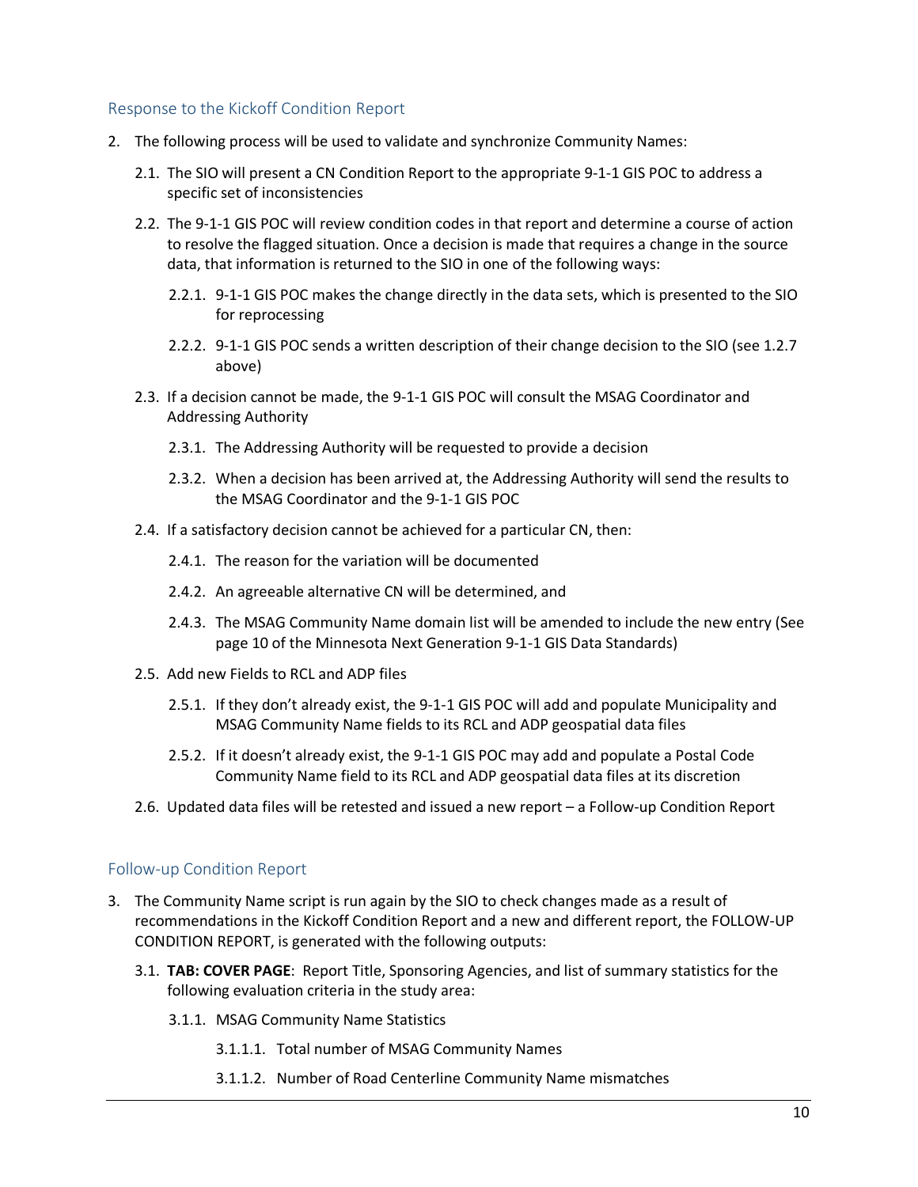## Response to the Kickoff Condition Report

2. The following process will be used to validate and synchronize Community Names:

    2.1. The SIO will present a CN Condition Report to the appropriate 9-1-1 GIS POC to address a specific set of inconsistencies

    2.2. The 9-1-1 GIS POC will review condition codes in that report and determine a course of action to resolve the flagged situation. Once a decision is made that requires a change in the source data, that information is returned to the SIO in one of the following ways:

    - 2.2.1. 9-1-1 GIS POC makes the change directly in the data sets, which is presented to the SIO for reprocessing
    - 2.2.2. 9-1-1 GIS POC sends a written description of their change decision to the SIO (see 1.2.7 above)

    2.3. If a decision cannot be made, the 9-1-1 GIS POC will consult the MSAG Coordinator and Addressing Authority

    - 2.3.1. The Addressing Authority will be requested to provide a decision
    - 2.3.2. When a decision has been arrived at, the Addressing Authority will send the results to the MSAG Coordinator and the 9-1-1 GIS POC

    2.4. If a satisfactory decision cannot be achieved for a particular CN, then:

    - 2.4.1. The reason for the variation will be documented
    - 2.4.2. An agreeable alternative CN will be determined, and
    - 2.4.3. The MSAG Community Name domain list will be amended to include the new entry (See page 10 of the Minnesota Next Generation 9-1-1 GIS Data Standards)

    2.5. Add new Fields to RCL and ADP files

    - 2.5.1. If they don't already exist, the 9-1-1 GIS POC will add and populate Municipality and MSAG Community Name fields to its RCL and ADP geospatial data files
    - 2.5.2. If it doesn't already exist, the 9-1-1 GIS POC may add and populate a Postal Code Community Name field to its RCL and ADP geospatial data files at its discretion

    2.6. Updated data files will be retested and issued a new report – a Follow-up Condition Report

## Follow-up Condition Report

3. The Community Name script is run again by the SIO to check changes made as a result of recommendations in the Kickoff Condition Report and a new and different report, the FOLLOW-UP CONDITION REPORT, is generated with the following outputs:

    3.1. **TAB: COVER PAGE**: Report Title, Sponsoring Agencies, and list of summary statistics for the following evaluation criteria in the study area:

    - 3.1.1. MSAG Community Name Statistics
        - 3.1.1.1. Total number of MSAG Community Names
        - 3.1.1.2. Number of Road Centerline Community Name mismatches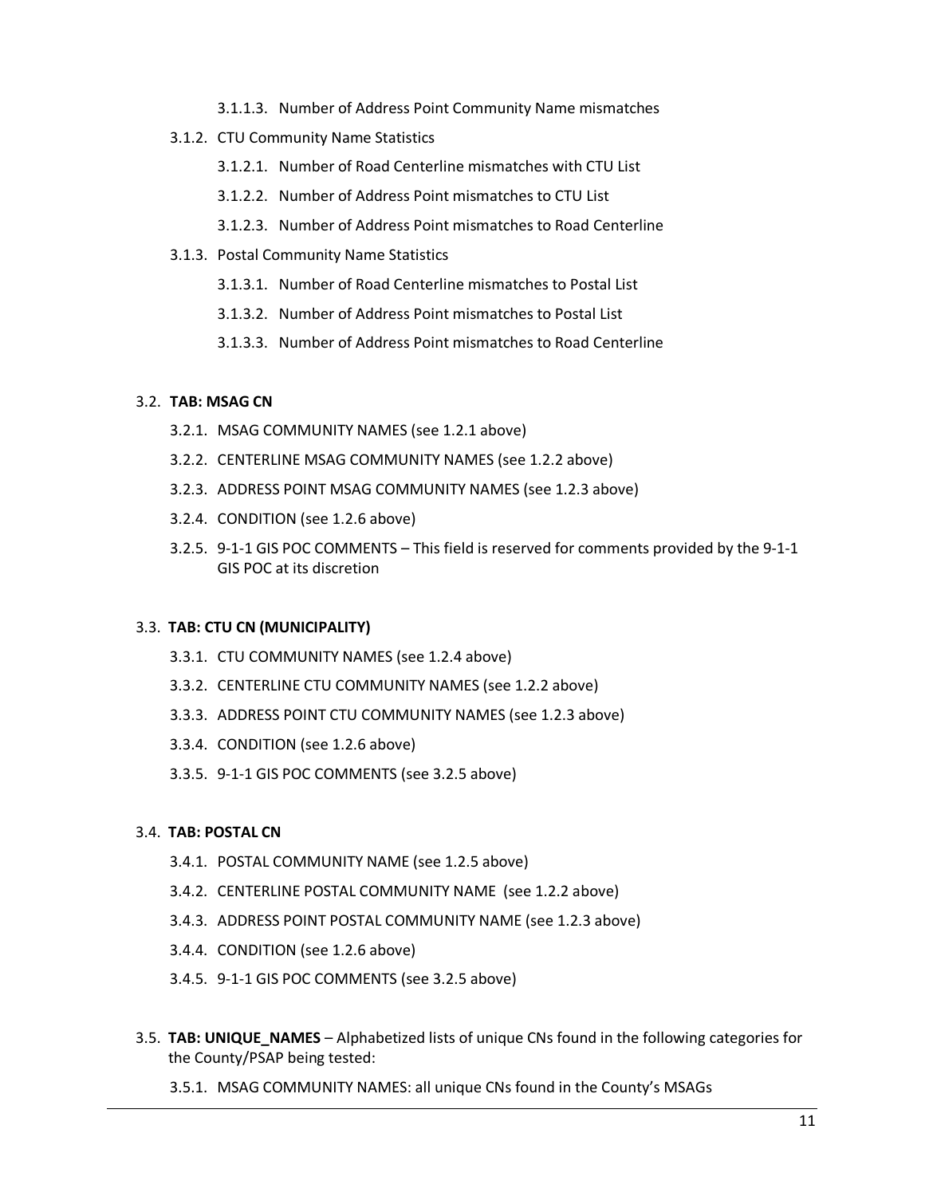- 3.1.1.3. Number of Address Point Community Name mismatches
- 3.1.2. CTU Community Name Statistics
  - 3.1.2.1. Number of Road Centerline mismatches with CTU List
  - 3.1.2.2. Number of Address Point mismatches to CTU List
  - 3.1.2.3. Number of Address Point mismatches to Road Centerline
- 3.1.3. Postal Community Name Statistics
  - 3.1.3.1. Number of Road Centerline mismatches to Postal List
  - 3.1.3.2. Number of Address Point mismatches to Postal List
  - 3.1.3.3. Number of Address Point mismatches to Road Centerline

3.2. **TAB: MSAG CN**

- 3.2.1. MSAG COMMUNITY NAMES (see 1.2.1 above)
- 3.2.2. CENTERLINE MSAG COMMUNITY NAMES (see 1.2.2 above)
- 3.2.3. ADDRESS POINT MSAG COMMUNITY NAMES (see 1.2.3 above)
- 3.2.4. CONDITION (see 1.2.6 above)
- 3.2.5. 9-1-1 GIS POC COMMENTS – This field is reserved for comments provided by the 9-1-1 GIS POC at its discretion

3.3. **TAB: CTU CN (MUNICIPALITY)**

- 3.3.1. CTU COMMUNITY NAMES (see 1.2.4 above)
- 3.3.2. CENTERLINE CTU COMMUNITY NAMES (see 1.2.2 above)
- 3.3.3. ADDRESS POINT CTU COMMUNITY NAMES (see 1.2.3 above)
- 3.3.4. CONDITION (see 1.2.6 above)
- 3.3.5. 9-1-1 GIS POC COMMENTS (see 3.2.5 above)

3.4. **TAB: POSTAL CN**

- 3.4.1. POSTAL COMMUNITY NAME (see 1.2.5 above)
- 3.4.2. CENTERLINE POSTAL COMMUNITY NAME (see 1.2.2 above)
- 3.4.3. ADDRESS POINT POSTAL COMMUNITY NAME (see 1.2.3 above)
- 3.4.4. CONDITION (see 1.2.6 above)
- 3.4.5. 9-1-1 GIS POC COMMENTS (see 3.2.5 above)

3.5. **TAB: UNIQUE_NAMES** – Alphabetized lists of unique CNs found in the following categories for the County/PSAP being tested:

- 3.5.1. MSAG COMMUNITY NAMES: all unique CNs found in the County's MSAGs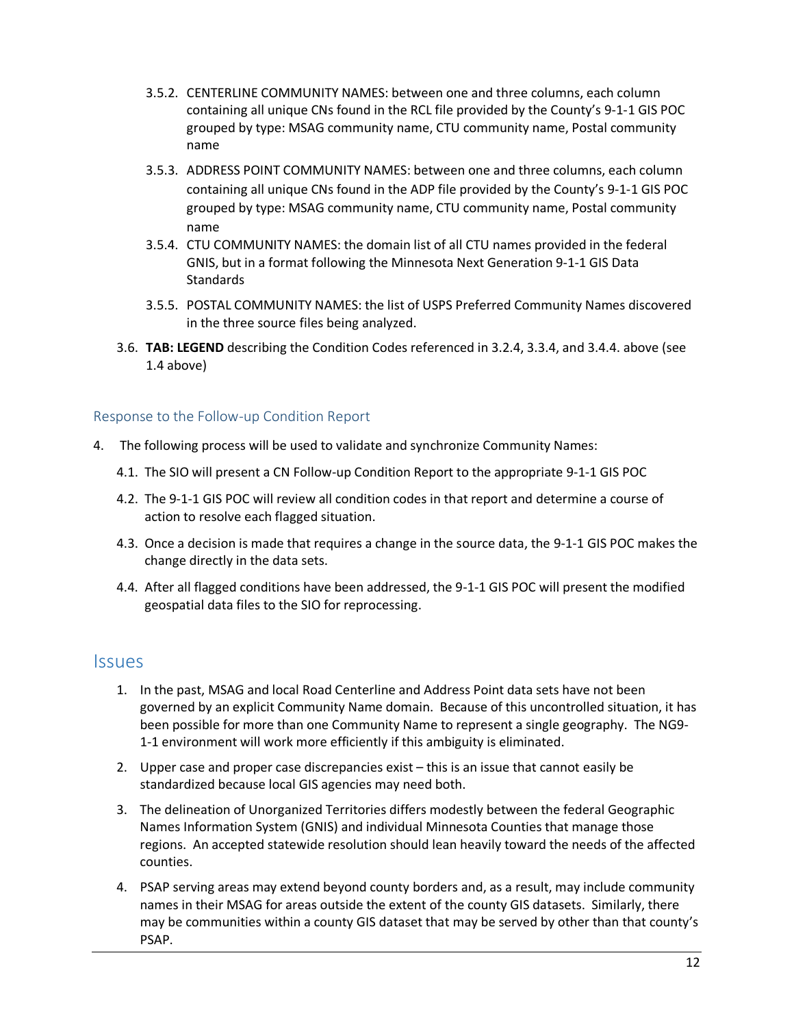3.5.2. CENTERLINE COMMUNITY NAMES: between one and three columns, each column containing all unique CNs found in the RCL file provided by the County's 9-1-1 GIS POC grouped by type: MSAG community name, CTU community name, Postal community name

3.5.3. ADDRESS POINT COMMUNITY NAMES: between one and three columns, each column containing all unique CNs found in the ADP file provided by the County's 9-1-1 GIS POC grouped by type: MSAG community name, CTU community name, Postal community name

3.5.4. CTU COMMUNITY NAMES: the domain list of all CTU names provided in the federal GNIS, but in a format following the Minnesota Next Generation 9-1-1 GIS Data Standards

3.5.5. POSTAL COMMUNITY NAMES: the list of USPS Preferred Community Names discovered in the three source files being analyzed.

3.6. **TAB: LEGEND** describing the Condition Codes referenced in 3.2.4, 3.3.4, and 3.4.4. above (see 1.4 above)

### Response to the Follow-up Condition Report

4. The following process will be used to validate and synchronize Community Names:

4.1. The SIO will present a CN Follow-up Condition Report to the appropriate 9-1-1 GIS POC

4.2. The 9-1-1 GIS POC will review all condition codes in that report and determine a course of action to resolve each flagged situation.

4.3. Once a decision is made that requires a change in the source data, the 9-1-1 GIS POC makes the change directly in the data sets.

4.4. After all flagged conditions have been addressed, the 9-1-1 GIS POC will present the modified geospatial data files to the SIO for reprocessing.

## Issues

1. In the past, MSAG and local Road Centerline and Address Point data sets have not been governed by an explicit Community Name domain. Because of this uncontrolled situation, it has been possible for more than one Community Name to represent a single geography. The NG9-1-1 environment will work more efficiently if this ambiguity is eliminated.
2. Upper case and proper case discrepancies exist – this is an issue that cannot easily be standardized because local GIS agencies may need both.
3. The delineation of Unorganized Territories differs modestly between the federal Geographic Names Information System (GNIS) and individual Minnesota Counties that manage those regions. An accepted statewide resolution should lean heavily toward the needs of the affected counties.
4. PSAP serving areas may extend beyond county borders and, as a result, may include community names in their MSAG for areas outside the extent of the county GIS datasets. Similarly, there may be communities within a county GIS dataset that may be served by other than that county's PSAP.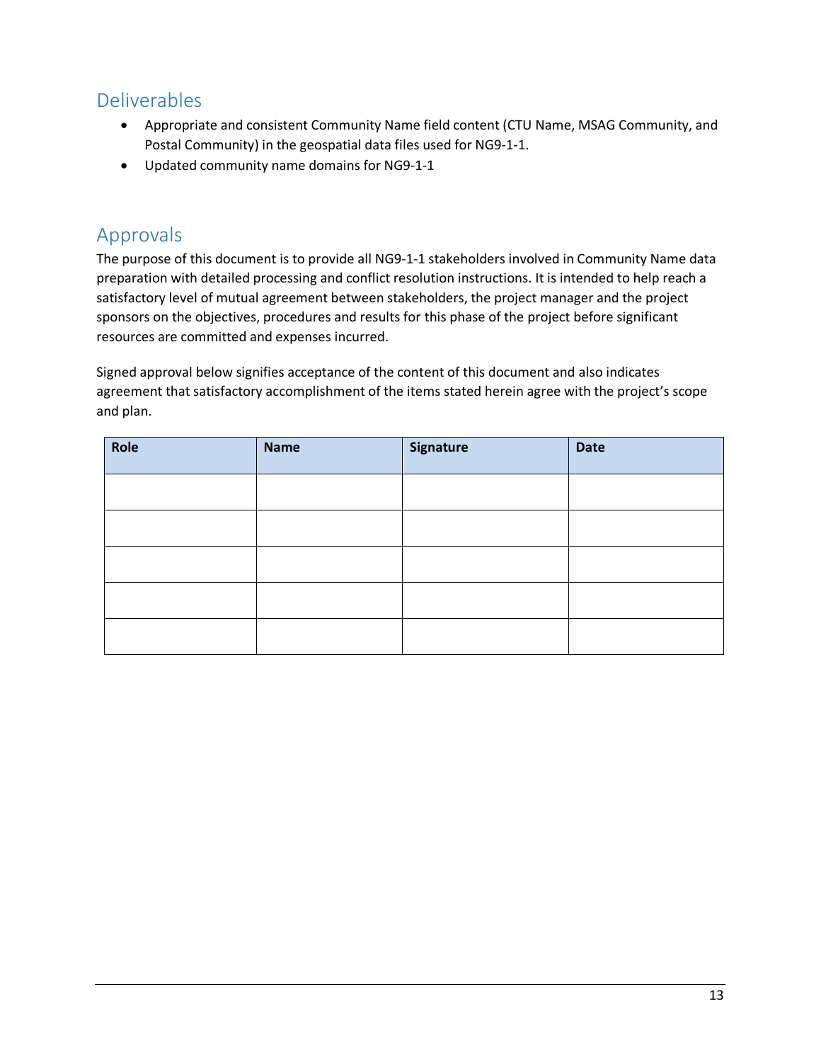## Deliverables

- Appropriate and consistent Community Name field content (CTU Name, MSAG Community, and Postal Community) in the geospatial data files used for NG9-1-1.
- Updated community name domains for NG9-1-1

## Approvals

The purpose of this document is to provide all NG9-1-1 stakeholders involved in Community Name data preparation with detailed processing and conflict resolution instructions. It is intended to help reach a satisfactory level of mutual agreement between stakeholders, the project manager and the project sponsors on the objectives, procedures and results for this phase of the project before significant resources are committed and expenses incurred.

Signed approval below signifies acceptance of the content of this document and also indicates agreement that satisfactory accomplishment of the items stated herein agree with the project's scope and plan.

| Role | Name | Signature | Date |
| --- | --- | --- | --- |
| | | | |
| | | | |
| | | | |
| | | | |
| | | | |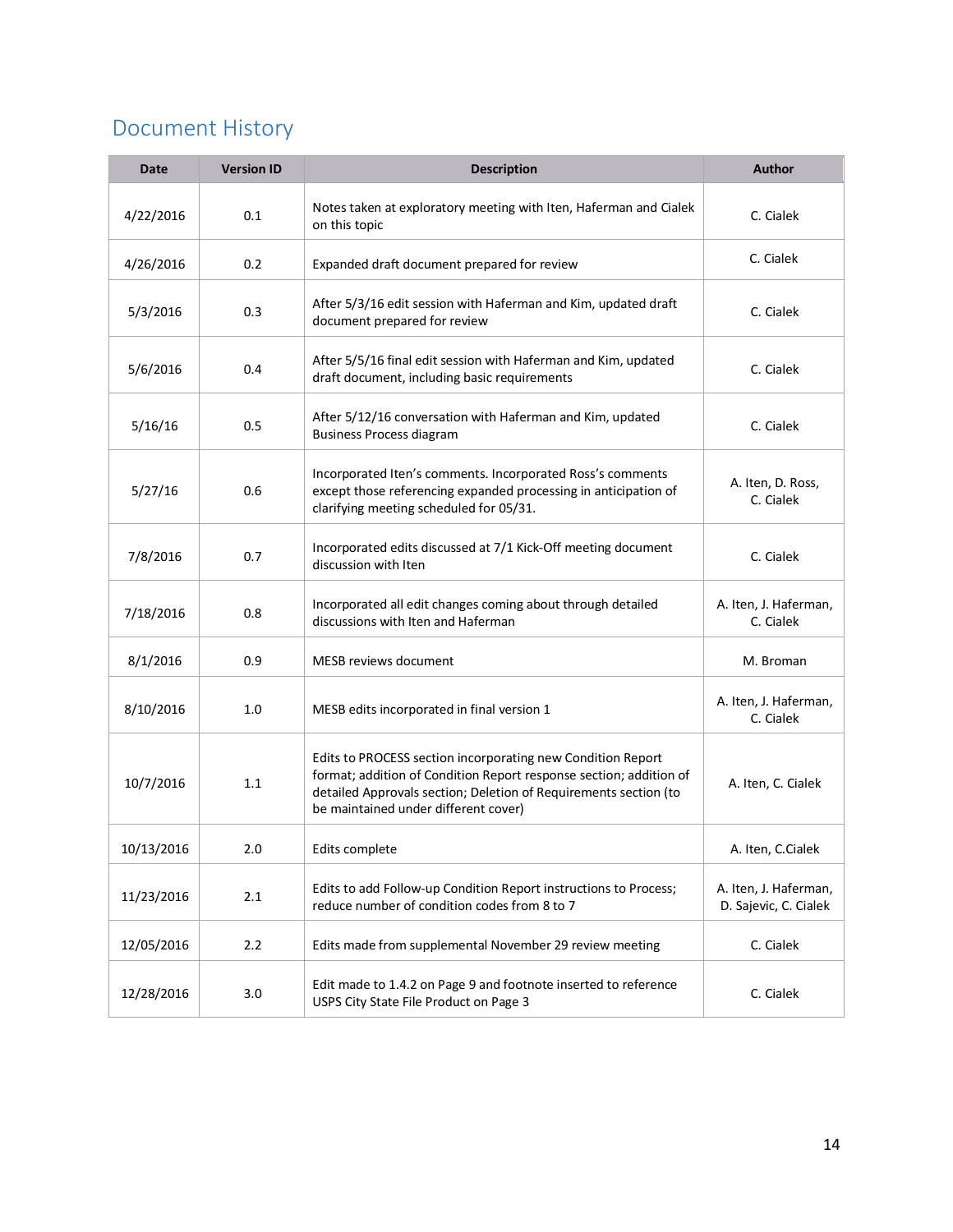## Document History

| Date | Version ID | Description | Author |
|---|---|---|---|
| 4/22/2016 | 0.1 | Notes taken at exploratory meeting with Iten, Haferman and Cialek on this topic | C. Cialek |
| 4/26/2016 | 0.2 | Expanded draft document prepared for review | C. Cialek |
| 5/3/2016 | 0.3 | After 5/3/16 edit session with Haferman and Kim, updated draft document prepared for review | C. Cialek |
| 5/6/2016 | 0.4 | After 5/5/16 final edit session with Haferman and Kim, updated draft document, including basic requirements | C. Cialek |
| 5/16/16 | 0.5 | After 5/12/16 conversation with Haferman and Kim, updated Business Process diagram | C. Cialek |
| 5/27/16 | 0.6 | Incorporated Iten's comments. Incorporated Ross's comments except those referencing expanded processing in anticipation of clarifying meeting scheduled for 05/31. | A. Iten, D. Ross, C. Cialek |
| 7/8/2016 | 0.7 | Incorporated edits discussed at 7/1 Kick-Off meeting document discussion with Iten | C. Cialek |
| 7/18/2016 | 0.8 | Incorporated all edit changes coming about through detailed discussions with Iten and Haferman | A. Iten, J. Haferman, C. Cialek |
| 8/1/2016 | 0.9 | MESB reviews document | M. Broman |
| 8/10/2016 | 1.0 | MESB edits incorporated in final version 1 | A. Iten, J. Haferman, C. Cialek |
| 10/7/2016 | 1.1 | Edits to PROCESS section incorporating new Condition Report format; addition of Condition Report response section; addition of detailed Approvals section; Deletion of Requirements section (to be maintained under different cover) | A. Iten, C. Cialek |
| 10/13/2016 | 2.0 | Edits complete | A. Iten, C.Cialek |
| 11/23/2016 | 2.1 | Edits to add Follow-up Condition Report instructions to Process; reduce number of condition codes from 8 to 7 | A. Iten, J. Haferman, D. Sajevic, C. Cialek |
| 12/05/2016 | 2.2 | Edits made from supplemental November 29 review meeting | C. Cialek |
| 12/28/2016 | 3.0 | Edit made to 1.4.2 on Page 9 and footnote inserted to reference USPS City State File Product on Page 3 | C. Cialek |